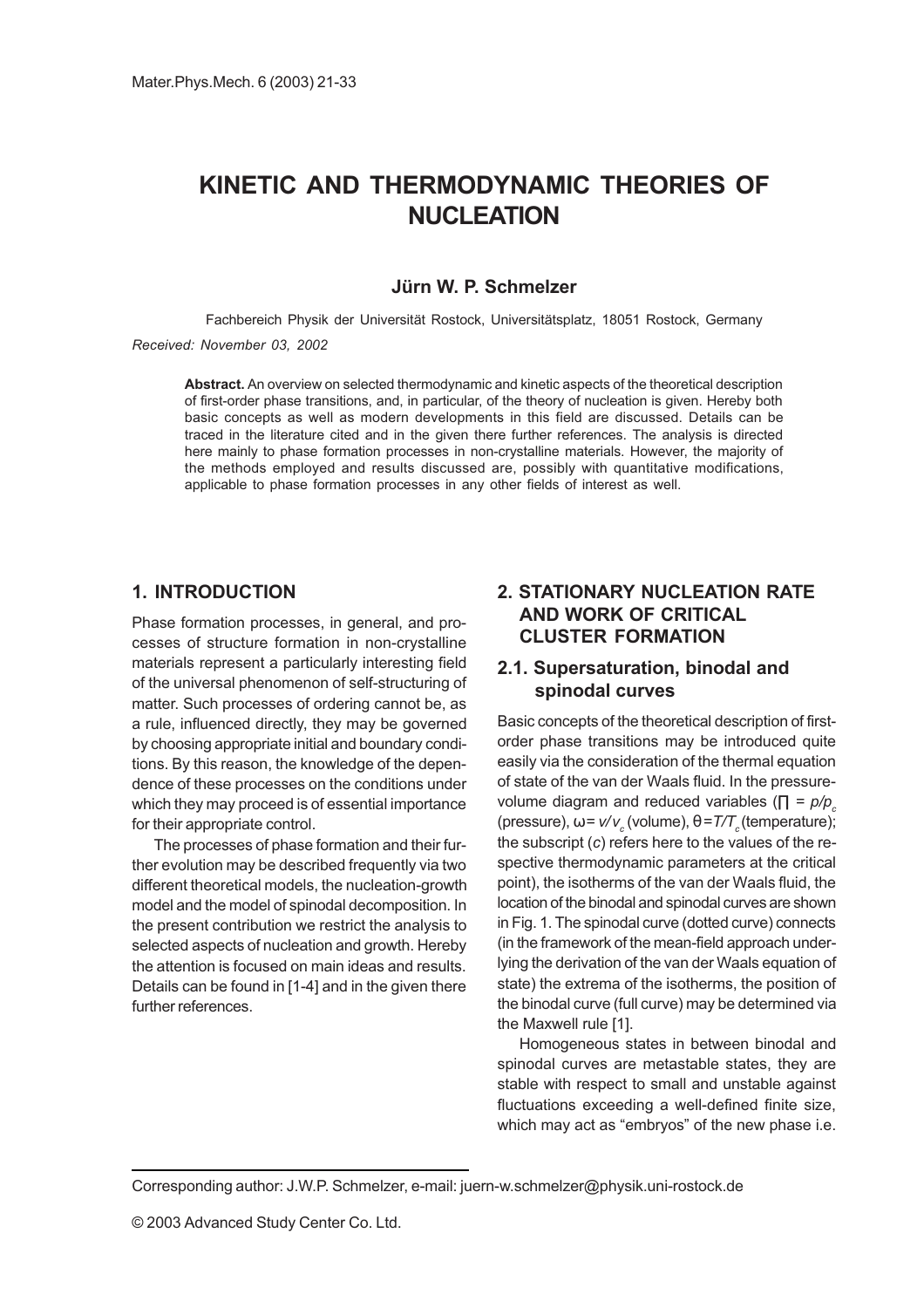# KINETIC AND THERMODYNAMIC THEORIES OF NUCLEATION

**Jürn W. P. Schmelzer**

Fachbereich Physik der Universität Rostock, Universitätsplatz, 18051 Rostock, Germany

*Received: November 03, 2002*

**Abstract.** An overview on selected thermodynamic and kinetic aspects of the theoretical description of first-order phase transitions, and, in particular, of the theory of nucleation is given. Hereby both basic concepts as well as modern developments in this field are discussed. Details can be traced in the literature cited and in the given there further references. The analysis is directed here mainly to phase formation processes in non-crystalline materials. However, the majority of the methods employed and results discussed are, possibly with quantitative modifications, applicable to phase formation processes in any other fields of interest as well.

## 1. INTRODUCTION

Phase formation processes, in general, and processes of structure formation in non-crystalline materials represent a particularly interesting field of the universal phenomenon of self-structuring of matter. Such processes of ordering cannot be, as a rule, influenced directly, they may be governed by choosing appropriate initial and boundary conditions. By this reason, the knowledge of the dependence of these processes on the conditions under which they may proceed is of essential importance for their appropriate control.

The processes of phase formation and their further evolution may be described frequently via two different theoretical models, the nucleation-growth model and the model of spinodal decomposition. In the present contribution we restrict the analysis to selected aspects of nucleation and growth. Hereby the attention is focused on main ideas and results. Details can be found in [1-4] and in the given there further references.

## 2. STATIONARY NUCLEATION RATE AND WORK OF CRITICAL CLUSTER FORMATION

### 2.1. Supersaturation, binodal and spinodal curves

Basic concepts of the theoretical description of first-order phase transitions may be introduced quite easily via the consideration of the thermal equation of state of the van der Waals fluid. In the pressure-volume diagram and reduced variables ($\Pi = p/p_c$ (pressure), $\omega = v/v_c$ (volume), $\theta = T/T_c$ (temperature); the subscript ($c$) refers here to the values of the respective thermodynamic parameters at the critical point), the isotherms of the van der Waals fluid, the location of the binodal and spinodal curves are shown in Fig. 1. The spinodal curve (dotted curve) connects (in the framework of the mean-field approach underlying the derivation of the van der Waals equation of state) the extrema of the isotherms, the position of the binodal curve (full curve) may be determined via the Maxwell rule [1].

Homogeneous states in between binodal and spinodal curves are metastable states, they are stable with respect to small and unstable against fluctuations exceeding a well-defined finite size, which may act as "embryos" of the new phase i.e.

Corresponding author: J.W.P. Schmelzer, e-mail: juern-w.schmelzer@physik.uni-rostock.de

© 2003 Advanced Study Center Co. Ltd.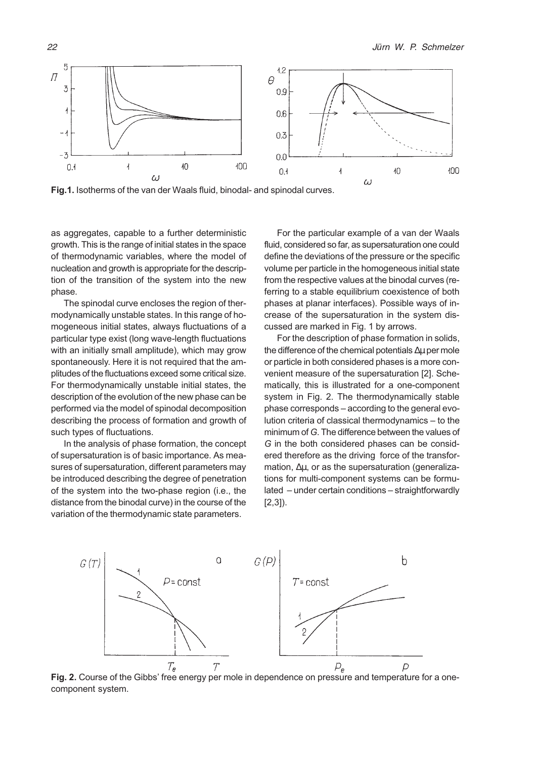**Fig.1.** Isotherms of the van der Waals fluid, binodal- and spinodal curves.

as aggregates, capable to a further deterministic growth. This is the range of initial states in the space of thermodynamic variables, where the model of nucleation and growth is appropriate for the description of the transition of the system into the new phase.

The spinodal curve encloses the region of thermodynamically unstable states. In this range of homogeneous initial states, always fluctuations of a particular type exist (long wave-length fluctuations with an initially small amplitude), which may grow spontaneously. Here it is not required that the amplitudes of the fluctuations exceed some critical size. For thermodynamically unstable initial states, the description of the evolution of the new phase can be performed via the model of spinodal decomposition describing the process of formation and growth of such types of fluctuations.

In the analysis of phase formation, the concept of supersaturation is of basic importance. As measures of supersaturation, different parameters may be introduced describing the degree of penetration of the system into the two-phase region (i.e., the distance from the binodal curve) in the course of the variation of the thermodynamic state parameters.

For the particular example of a van der Waals fluid, considered so far, as supersaturation one could define the deviations of the pressure or the specific volume per particle in the homogeneous initial state from the respective values at the binodal curves (referring to a stable equilibrium coexistence of both phases at planar interfaces). Possible ways of increase of the supersaturation in the system discussed are marked in Fig. 1 by arrows.

For the description of phase formation in solids, the difference of the chemical potentials $\Delta\mu$ per mole or particle in both considered phases is a more convenient measure of the supersaturation [2]. Schematically, this is illustrated for a one-component system in Fig. 2. The thermodynamically stable phase corresponds – according to the general evolution criteria of classical thermodynamics – to the minimum of $G$. The difference between the values of $G$ in the both considered phases can be considered therefore as the driving force of the transformation, $\Delta\mu$, or as the supersaturation (generalizations for multi-component systems can be formulated – under certain conditions – straightforwardly [2,3]).

**Fig. 2.** Course of the Gibbs' free energy per mole in dependence on pressure and temperature for a one-component system.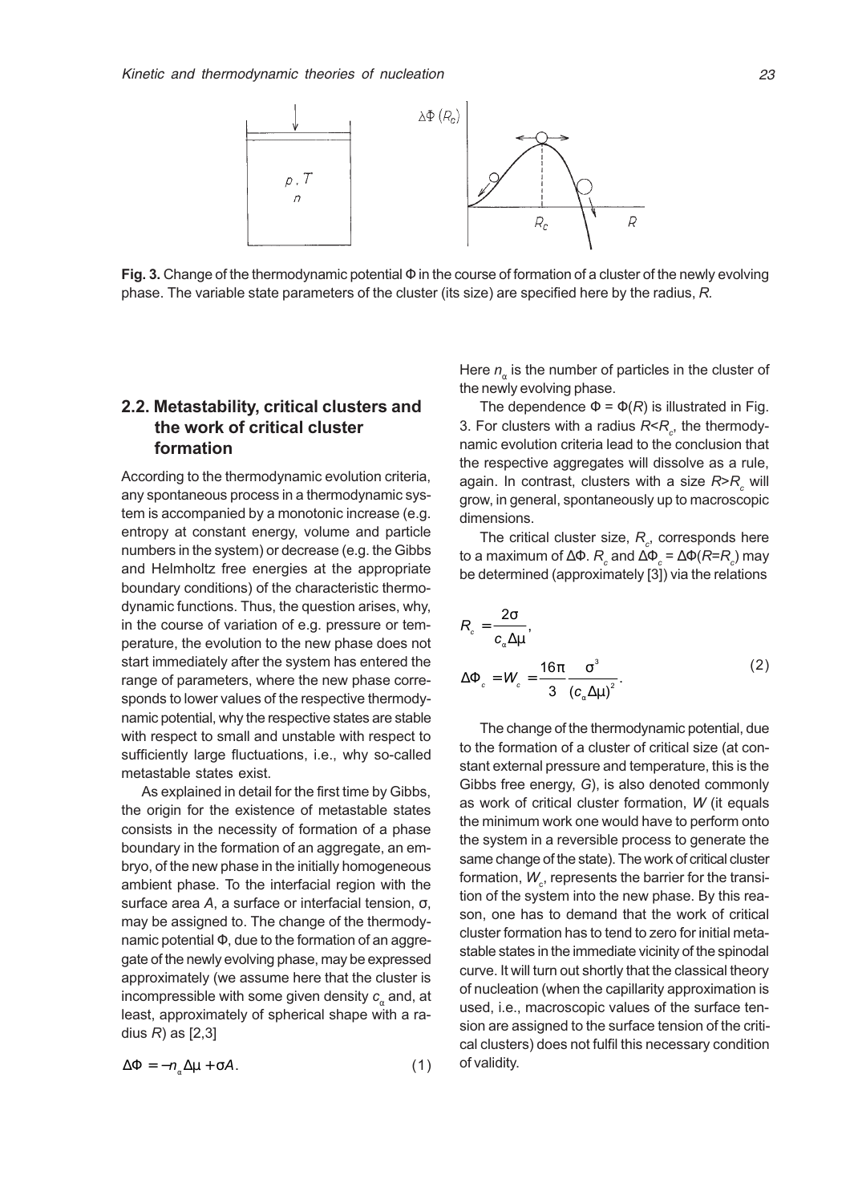Fig. 3. Change of the thermodynamic potential $\Phi$ in the course of formation of a cluster of the newly evolving phase. The variable state parameters of the cluster (its size) are specified here by the radius, $R$.

## 2.2. Metastability, critical clusters and the work of critical cluster formation

According to the thermodynamic evolution criteria, any spontaneous process in a thermodynamic system is accompanied by a monotonic increase (e.g. entropy at constant energy, volume and particle numbers in the system) or decrease (e.g. the Gibbs and Helmholtz free energies at the appropriate boundary conditions) of the characteristic thermodynamic functions. Thus, the question arises, why, in the course of variation of e.g. pressure or temperature, the evolution to the new phase does not start immediately after the system has entered the range of parameters, where the new phase corresponds to lower values of the respective thermodynamic potential, why the respective states are stable with respect to small and unstable with respect to sufficiently large fluctuations, i.e., why so-called metastable states exist.

As explained in detail for the first time by Gibbs, the origin for the existence of metastable states consists in the necessity of formation of a phase boundary in the formation of an aggregate, an embryo, of the new phase in the initially homogeneous ambient phase. To the interfacial region with the surface area $A$, a surface or interfacial tension, $\sigma$, may be assigned to. The change of the thermodynamic potential $\Phi$, due to the formation of an aggregate of the newly evolving phase, may be expressed approximately (we assume here that the cluster is incompressible with some given density $c_\alpha$ and, at least, approximately of spherical shape with a radius $R$) as [2,3]

$$\Delta\Phi = -n_\alpha \Delta\mu + \sigma A. \qquad (1)$$

Here $n_\alpha$ is the number of particles in the cluster of the newly evolving phase.

The dependence $\Phi = \Phi(R)$ is illustrated in Fig. 3. For clusters with a radius $R<R_c$, the thermodynamic evolution criteria lead to the conclusion that the respective aggregates will dissolve as a rule, again. In contrast, clusters with a size $R>R_c$ will grow, in general, spontaneously up to macroscopic dimensions.

The critical cluster size, $R_c$, corresponds here to a maximum of $\Delta\Phi$. $R_c$ and $\Delta\Phi_c = \Delta\Phi(R=R_c)$ may be determined (approximately [3]) via the relations

$$R_c = \frac{2\sigma}{c_\alpha \Delta\mu},$$

$$\Delta\Phi_c = W_c = \frac{16\pi}{3}\frac{\sigma^3}{(c_\alpha \Delta\mu)^2}. \qquad (2)$$

The change of the thermodynamic potential, due to the formation of a cluster of critical size (at constant external pressure and temperature, this is the Gibbs free energy, $G$), is also denoted commonly as work of critical cluster formation, $W$ (it equals the minimum work one would have to perform onto the system in a reversible process to generate the same change of the state). The work of critical cluster formation, $W_c$, represents the barrier for the transition of the system into the new phase. By this reason, one has to demand that the work of critical cluster formation has to tend to zero for initial metastable states in the immediate vicinity of the spinodal curve. It will turn out shortly that the classical theory of nucleation (when the capillarity approximation is used, i.e., macroscopic values of the surface tension are assigned to the surface tension of the critical clusters) does not fulfil this necessary condition of validity.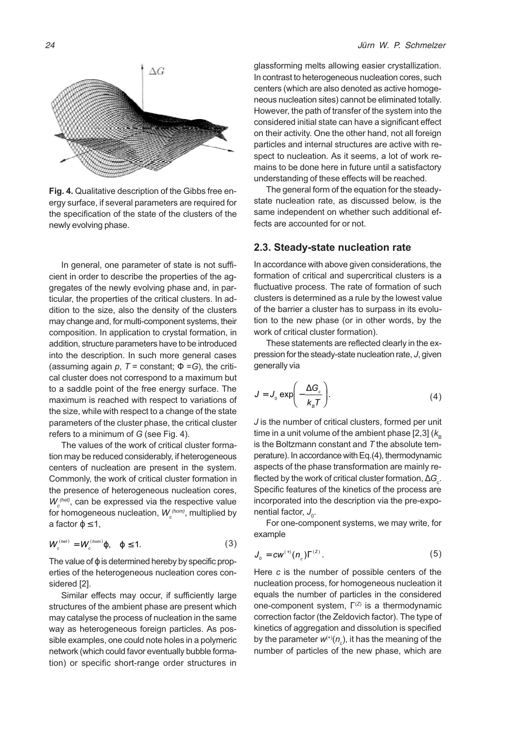**Fig. 4.** Qualitative description of the Gibbs free energy surface, if several parameters are required for the specification of the state of the clusters of the newly evolving phase.

In general, one parameter of state is not sufficient in order to describe the properties of the aggregates of the newly evolving phase and, in particular, the properties of the critical clusters. In addition to the size, also the density of the clusters may change and, for multi-component systems, their composition. In application to crystal formation, in addition, structure parameters have to be introduced into the description. In such more general cases (assuming again $p$, $T$ = constant; $\Phi = G$), the critical cluster does not correspond to a maximum but to a saddle point of the free energy surface. The maximum is reached with respect to variations of the size, while with respect to a change of the state parameters of the cluster phase, the critical cluster refers to a minimum of $G$ (see Fig. 4).

The values of the work of critical cluster formation may be reduced considerably, if heterogeneous centers of nucleation are present in the system. Commonly, the work of critical cluster formation in the presence of heterogeneous nucleation cores, $W_c^{(het)}$, can be expressed via the respective value for homogeneous nucleation, $W_c^{(hom)}$, multiplied by a factor $\varphi \le 1$,

$$W_c^{(het)} = W_c^{(hom)} \varphi, \quad \varphi \le 1. \tag{3}$$

The value of $\varphi$ is determined hereby by specific properties of the heterogeneous nucleation cores considered [2].

Similar effects may occur, if sufficiently large structures of the ambient phase are present which may catalyse the process of nucleation in the same way as heterogeneous foreign particles. As possible examples, one could note holes in a polymeric network (which could favor eventually bubble formation) or specific short-range order structures in glassforming melts allowing easier crystallization. In contrast to heterogeneous nucleation cores, such centers (which are also denoted as active homogeneous nucleation sites) cannot be eliminated totally. However, the path of transfer of the system into the considered initial state can have a significant effect on their activity. One the other hand, not all foreign particles and internal structures are active with respect to nucleation. As it seems, a lot of work remains to be done here in future until a satisfactory understanding of these effects will be reached.

The general form of the equation for the steady-state nucleation rate, as discussed below, is the same independent on whether such additional effects are accounted for or not.

## 2.3. Steady-state nucleation rate

In accordance with above given considerations, the formation of critical and supercritical clusters is a fluctuative process. The rate of formation of such clusters is determined as a rule by the lowest value of the barrier a cluster has to surpass in its evolution to the new phase (or in other words, by the work of critical cluster formation).

These statements are reflected clearly in the expression for the steady-state nucleation rate, $J$, given generally via

$$J = J_0 \exp\left(-\frac{\Delta G_c}{k_B T}\right). \tag{4}$$

$J$ is the number of critical clusters, formed per unit time in a unit volume of the ambient phase [2,3] ($k_B$ is the Boltzmann constant and $T$ the absolute temperature). In accordance with Eq.(4), thermodynamic aspects of the phase transformation are mainly reflected by the work of critical cluster formation, $\Delta G_c$. Specific features of the kinetics of the process are incorporated into the description via the pre-exponential factor, $J_0$.

For one-component systems, we may write, for example

$$J_0 = c w^{(+)}(n_c) \Gamma^{(Z)}. \tag{5}$$

Here $c$ is the number of possible centers of the nucleation process, for homogeneous nucleation it equals the number of particles in the considered one-component system, $\Gamma^{(Z)}$ is a thermodynamic correction factor (the Zeldovich factor). The type of kinetics of aggregation and dissolution is specified by the parameter $w^{(+)}(n_c)$, it has the meaning of the number of particles of the new phase, which are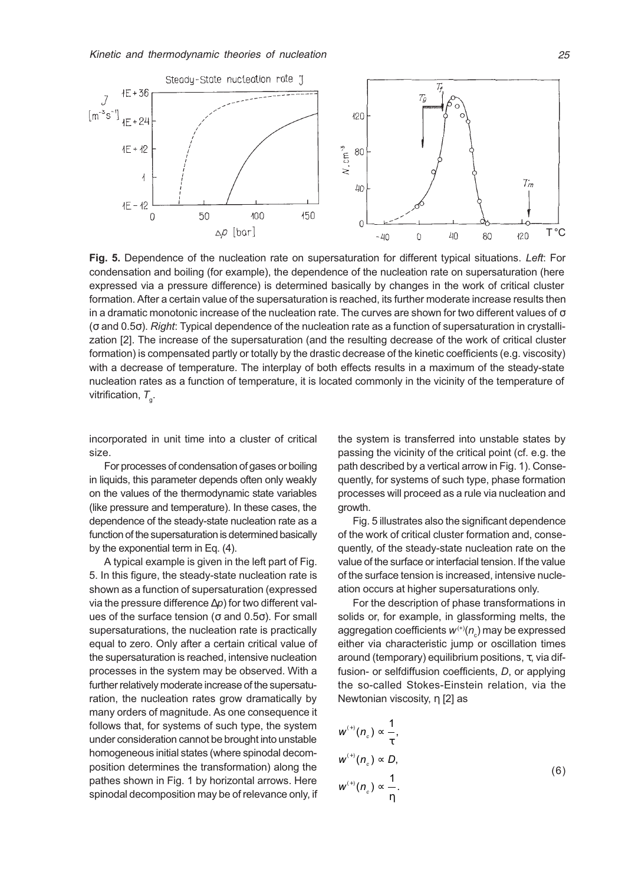**Fig. 5.** Dependence of the nucleation rate on supersaturation for different typical situations. *Left*: For condensation and boiling (for example), the dependence of the nucleation rate on supersaturation (here expressed via a pressure difference) is determined basically by changes in the work of critical cluster formation. After a certain value of the supersaturation is reached, its further moderate increase results then in a dramatic monotonic increase of the nucleation rate. The curves are shown for two different values of σ (σ and 0.5σ). *Right*: Typical dependence of the nucleation rate as a function of supersaturation in crystallization [2]. The increase of the supersaturation (and the resulting decrease of the work of critical cluster formation) is compensated partly or totally by the drastic decrease of the kinetic coefficients (e.g. viscosity) with a decrease of temperature. The interplay of both effects results in a maximum of the steady-state nucleation rates as a function of temperature, it is located commonly in the vicinity of the temperature of vitrification, $T_g$.

incorporated in unit time into a cluster of critical size.

For processes of condensation of gases or boiling in liquids, this parameter depends often only weakly on the values of the thermodynamic state variables (like pressure and temperature). In these cases, the dependence of the steady-state nucleation rate as a function of the supersaturation is determined basically by the exponential term in Eq. (4).

A typical example is given in the left part of Fig. 5. In this figure, the steady-state nucleation rate is shown as a function of supersaturation (expressed via the pressure difference $\Delta p$) for two different values of the surface tension (σ and 0.5σ). For small supersaturations, the nucleation rate is practically equal to zero. Only after a certain critical value of the supersaturation is reached, intensive nucleation processes in the system may be observed. With a further relatively moderate increase of the supersaturation, the nucleation rates grow dramatically by many orders of magnitude. As one consequence it follows that, for systems of such type, the system under consideration cannot be brought into unstable homogeneous initial states (where spinodal decomposition determines the transformation) along the pathes shown in Fig. 1 by horizontal arrows. Here spinodal decomposition may be of relevance only, if the system is transferred into unstable states by passing the vicinity of the critical point (cf. e.g. the path described by a vertical arrow in Fig. 1). Consequently, for systems of such type, phase formation processes will proceed as a rule via nucleation and growth.

Fig. 5 illustrates also the significant dependence of the work of critical cluster formation and, consequently, of the steady-state nucleation rate on the value of the surface or interfacial tension. If the value of the surface tension is increased, intensive nucleation occurs at higher supersaturations only.

For the description of phase transformations in solids or, for example, in glassforming melts, the aggregation coefficients $w^{(+)}(n_c)$ may be expressed either via characteristic jump or oscillation times around (temporary) equilibrium positions, $\tau$, via diffusion- or selfdiffusion coefficients, $D$, or applying the so-called Stokes-Einstein relation, via the Newtonian viscosity, $\eta$ [2] as

$$w^{(+)}(n_c) \propto \frac{1}{\tau},$$
$$w^{(+)}(n_c) \propto D, \qquad (6)$$
$$w^{(+)}(n_c) \propto \frac{1}{\eta}.$$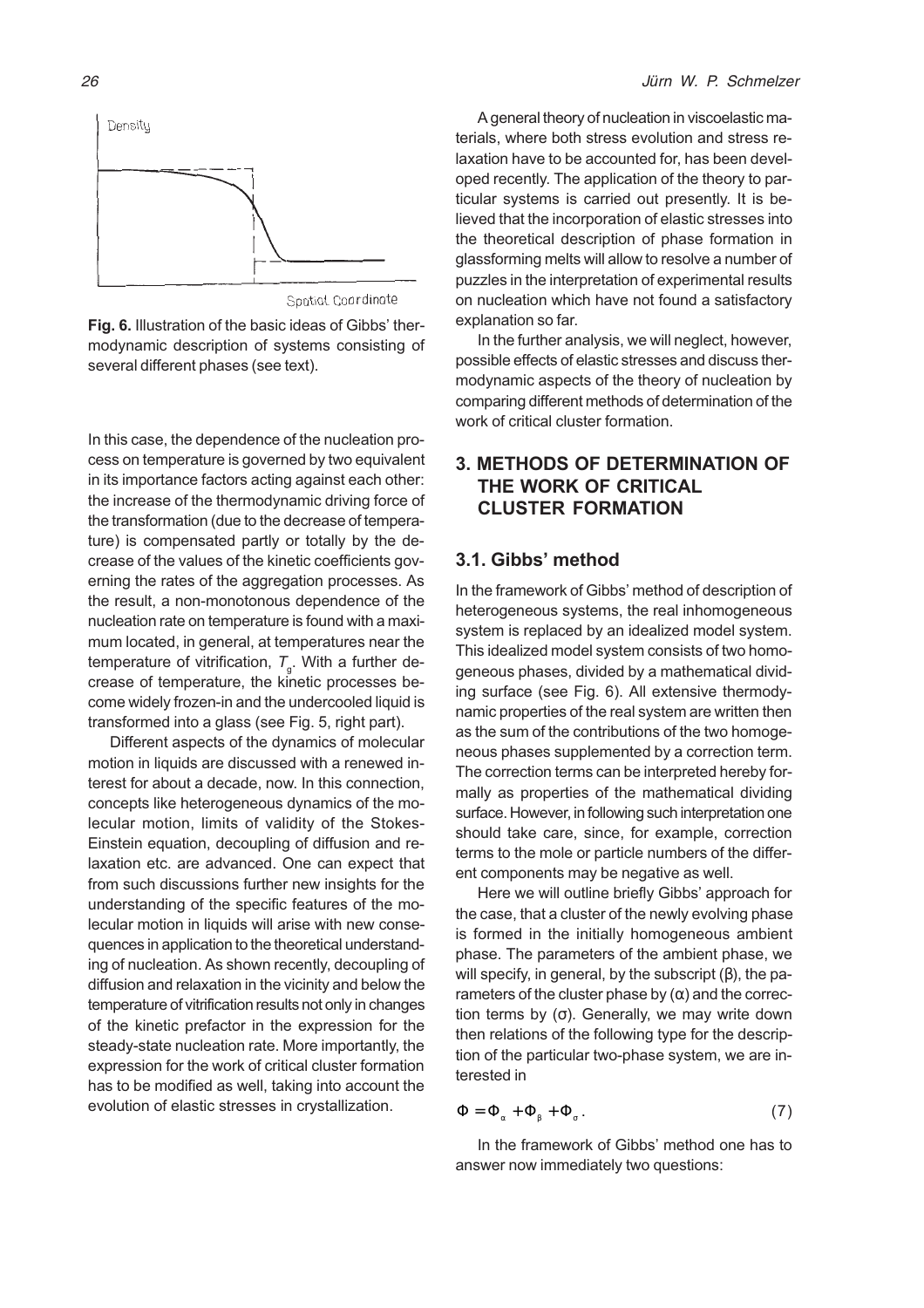Fig. 6. Illustration of the basic ideas of Gibbs' thermodynamic description of systems consisting of several different phases (see text).

In this case, the dependence of the nucleation process on temperature is governed by two equivalent in its importance factors acting against each other: the increase of the thermodynamic driving force of the transformation (due to the decrease of temperature) is compensated partly or totally by the decrease of the values of the kinetic coefficients governing the rates of the aggregation processes. As the result, a non-monotonous dependence of the nucleation rate on temperature is found with a maximum located, in general, at temperatures near the temperature of vitrification, $T_g$. With a further decrease of temperature, the kinetic processes become widely frozen-in and the undercooled liquid is transformed into a glass (see Fig. 5, right part).

Different aspects of the dynamics of molecular motion in liquids are discussed with a renewed interest for about a decade, now. In this connection, concepts like heterogeneous dynamics of the molecular motion, limits of validity of the Stokes-Einstein equation, decoupling of diffusion and relaxation etc. are advanced. One can expect that from such discussions further new insights for the understanding of the specific features of the molecular motion in liquids will arise with new consequences in application to the theoretical understanding of nucleation. As shown recently, decoupling of diffusion and relaxation in the vicinity and below the temperature of vitrification results not only in changes of the kinetic prefactor in the expression for the steady-state nucleation rate. More importantly, the expression for the work of critical cluster formation has to be modified as well, taking into account the evolution of elastic stresses in crystallization.

A general theory of nucleation in viscoelastic materials, where both stress evolution and stress relaxation have to be accounted for, has been developed recently. The application of the theory to particular systems is carried out presently. It is believed that the incorporation of elastic stresses into the theoretical description of phase formation in glassforming melts will allow to resolve a number of puzzles in the interpretation of experimental results on nucleation which have not found a satisfactory explanation so far.

In the further analysis, we will neglect, however, possible effects of elastic stresses and discuss thermodynamic aspects of the theory of nucleation by comparing different methods of determination of the work of critical cluster formation.

## 3. METHODS OF DETERMINATION OF THE WORK OF CRITICAL CLUSTER FORMATION

### 3.1. Gibbs' method

In the framework of Gibbs' method of description of heterogeneous systems, the real inhomogeneous system is replaced by an idealized model system. This idealized model system consists of two homogeneous phases, divided by a mathematical dividing surface (see Fig. 6). All extensive thermodynamic properties of the real system are written then as the sum of the contributions of the two homogeneous phases supplemented by a correction term. The correction terms can be interpreted hereby formally as properties of the mathematical dividing surface. However, in following such interpretation one should take care, since, for example, correction terms to the mole or particle numbers of the different components may be negative as well.

Here we will outline briefly Gibbs' approach for the case, that a cluster of the newly evolving phase is formed in the initially homogeneous ambient phase. The parameters of the ambient phase, we will specify, in general, by the subscript ($\beta$), the parameters of the cluster phase by ($\alpha$) and the correction terms by ($\sigma$). Generally, we may write down then relations of the following type for the description of the particular two-phase system, we are interested in

$$\Phi = \Phi_\alpha + \Phi_\beta + \Phi_\sigma . \tag{7}$$

In the framework of Gibbs' method one has to answer now immediately two questions: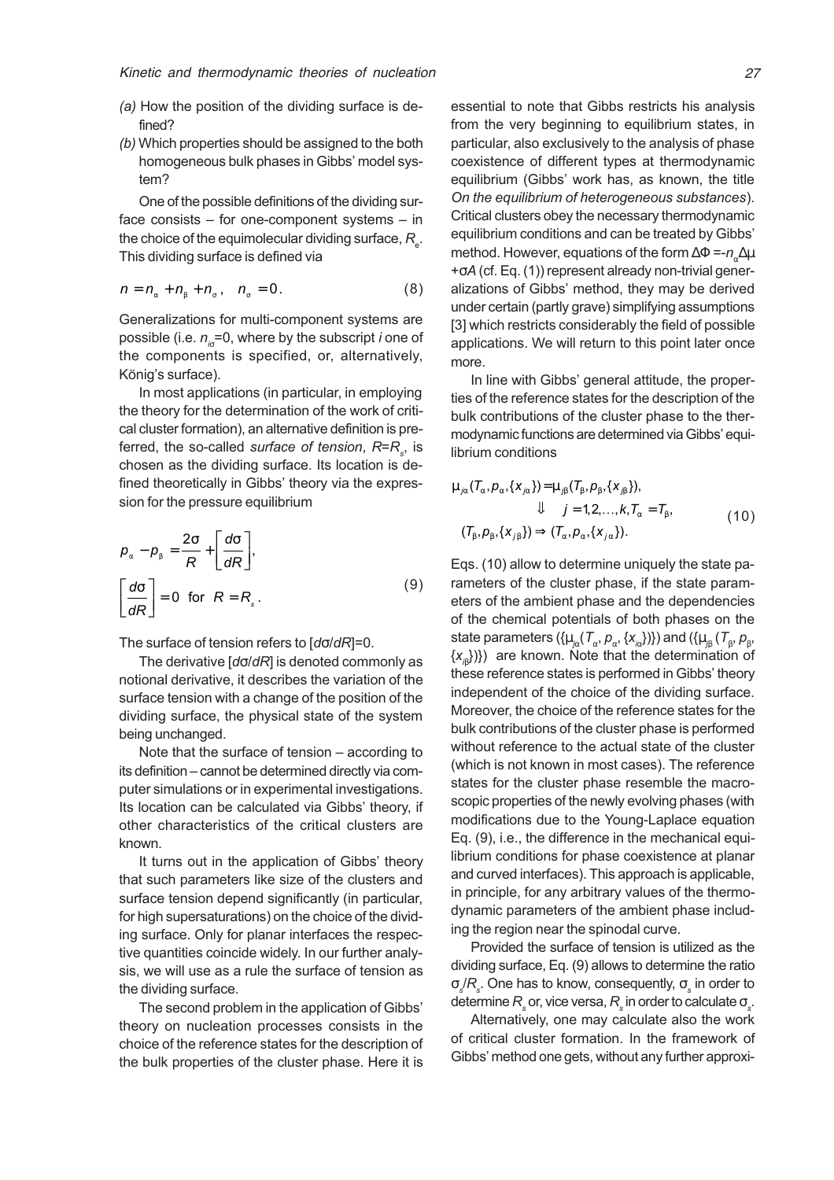(a) How the position of the dividing surface is defined?

(b) Which properties should be assigned to the both homogeneous bulk phases in Gibbs' model system?

One of the possible definitions of the dividing surface consists – for one-component systems – in the choice of the equimolecular dividing surface, $R_e$. This dividing surface is defined via

$$n = n_\alpha + n_\beta + n_\sigma , \quad n_\sigma = 0. \tag{8}$$

Generalizations for multi-component systems are possible (i.e. $n_{i\sigma}=0$, where by the subscript $i$ one of the components is specified, or, alternatively, König's surface).

In most applications (in particular, in employing the theory for the determination of the work of critical cluster formation), an alternative definition is preferred, the so-called *surface of tension*, $R=R_s$, is chosen as the dividing surface. Its location is defined theoretically in Gibbs' theory via the expression for the pressure equilibrium

$$p_\alpha - p_\beta = \frac{2\sigma}{R} + \left[\frac{d\sigma}{dR}\right],$$
$$\left[\frac{d\sigma}{dR}\right] = 0 \;\text{ for }\; R = R_s . \tag{9}$$

The surface of tension refers to $[d\sigma/dR]=0$.

The derivative $[d\sigma/dR]$ is denoted commonly as notional derivative, it describes the variation of the surface tension with a change of the position of the dividing surface, the physical state of the system being unchanged.

Note that the surface of tension – according to its definition – cannot be determined directly via computer simulations or in experimental investigations. Its location can be calculated via Gibbs' theory, if other characteristics of the critical clusters are known.

It turns out in the application of Gibbs' theory that such parameters like size of the clusters and surface tension depend significantly (in particular, for high supersaturations) on the choice of the dividing surface. Only for planar interfaces the respective quantities coincide widely. In our further analysis, we will use as a rule the surface of tension as the dividing surface.

The second problem in the application of Gibbs' theory on nucleation processes consists in the choice of the reference states for the description of the bulk properties of the cluster phase. Here it is essential to note that Gibbs restricts his analysis from the very beginning to equilibrium states, in particular, also exclusively to the analysis of phase coexistence of different types at thermodynamic equilibrium (Gibbs' work has, as known, the title *On the equilibrium of heterogeneous substances*). Critical clusters obey the necessary thermodynamic equilibrium conditions and can be treated by Gibbs' method. However, equations of the form $\Delta\Phi = -n_\alpha \Delta\mu + \sigma A$ (cf. Eq. (1)) represent already non-trivial generalizations of Gibbs' method, they may be derived under certain (partly grave) simplifying assumptions [3] which restricts considerably the field of possible applications. We will return to this point later once more.

In line with Gibbs' general attitude, the properties of the reference states for the description of the bulk contributions of the cluster phase to the thermodynamic functions are determined via Gibbs' equilibrium conditions

$$\begin{gathered}
\mu_{j\alpha}(T_\alpha, p_\alpha, \{x_{j\alpha}\}) = \mu_{j\beta}(T_\beta, p_\beta, \{x_{j\beta}\}), \\
\Downarrow \quad j = 1,2,\ldots,k, T_\alpha = T_\beta, \\
(T_\beta, p_\beta, \{x_{j\beta}\}) \Rightarrow (T_\alpha, p_\alpha, \{x_{j\alpha}\}).
\end{gathered} \tag{10}$$

Eqs. (10) allow to determine uniquely the state parameters of the cluster phase, if the state parameters of the ambient phase and the dependencies of the chemical potentials of both phases on the state parameters $(\{\mu_{j\alpha}(T_\alpha, p_\alpha, \{x_{i\alpha}\})\})$ and $(\{\mu_{j\beta}(T_\beta, p_\beta, \{x_{j\beta}\})\})$ are known. Note that the determination of these reference states is performed in Gibbs' theory independent of the choice of the dividing surface. Moreover, the choice of the reference states for the bulk contributions of the cluster phase is performed without reference to the actual state of the cluster (which is not known in most cases). The reference states for the cluster phase resemble the macroscopic properties of the newly evolving phases (with modifications due to the Young-Laplace equation Eq. (9), i.e., the difference in the mechanical equilibrium conditions for phase coexistence at planar and curved interfaces). This approach is applicable, in principle, for any arbitrary values of the thermodynamic parameters of the ambient phase including the region near the spinodal curve.

Provided the surface of tension is utilized as the dividing surface, Eq. (9) allows to determine the ratio $\sigma_s/R_s$. One has to know, consequently, $\sigma_s$ in order to determine $R_s$ or, vice versa, $R_s$ in order to calculate $\sigma_s$.

Alternatively, one may calculate also the work of critical cluster formation. In the framework of Gibbs' method one gets, without any further approxi-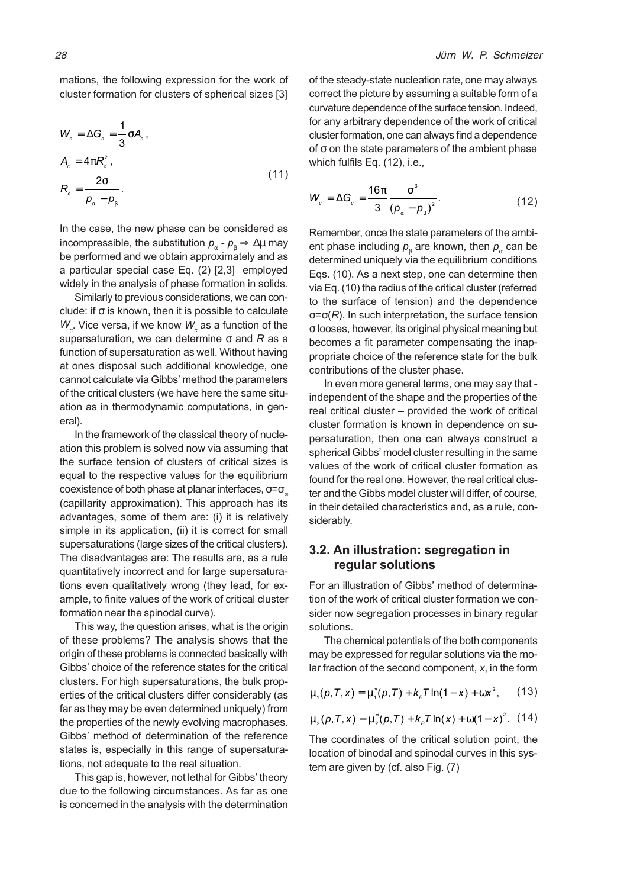mations, the following expression for the work of cluster formation for clusters of spherical sizes [3]

$$
\begin{aligned}
W_c &= \Delta G_c = \frac{1}{3}\sigma A_c , \\
A_c &= 4\pi R_c^2 , \\
R_c &= \frac{2\sigma}{p_\alpha - p_\beta} .
\end{aligned}
\tag{11}
$$

In the case, the new phase can be considered as incompressible, the substitution $p_\alpha$ - $p_\beta \Rightarrow \Delta\mu$ may be performed and we obtain approximately and as a particular special case Eq. (2) [2,3] employed widely in the analysis of phase formation in solids.

Similarly to previous considerations, we can conclude: if σ is known, then it is possible to calculate $W_c$. Vice versa, if we know $W_c$ as a function of the supersaturation, we can determine σ and $R$ as a function of supersaturation as well. Without having at ones disposal such additional knowledge, one cannot calculate via Gibbs' method the parameters of the critical clusters (we have here the same situation as in thermodynamic computations, in general).

In the framework of the classical theory of nucleation this problem is solved now via assuming that the surface tension of clusters of critical sizes is equal to the respective values for the equilibrium coexistence of both phase at planar interfaces, $\sigma=\sigma_\infty$ (capillarity approximation). This approach has its advantages, some of them are: (i) it is relatively simple in its application, (ii) it is correct for small supersaturations (large sizes of the critical clusters). The disadvantages are: The results are, as a rule quantitatively incorrect and for large supersaturations even qualitatively wrong (they lead, for example, to finite values of the work of critical cluster formation near the spinodal curve).

This way, the question arises, what is the origin of these problems? The analysis shows that the origin of these problems is connected basically with Gibbs' choice of the reference states for the critical clusters. For high supersaturations, the bulk properties of the critical clusters differ considerably (as far as they may be even determined uniquely) from the properties of the newly evolving macrophases. Gibbs' method of determination of the reference states is, especially in this range of supersaturations, not adequate to the real situation.

This gap is, however, not lethal for Gibbs' theory due to the following circumstances. As far as one is concerned in the analysis with the determination of the steady-state nucleation rate, one may always correct the picture by assuming a suitable form of a curvature dependence of the surface tension. Indeed, for any arbitrary dependence of the work of critical cluster formation, one can always find a dependence of σ on the state parameters of the ambient phase which fulfils Eq. (12), i.e.,

$$
W_c = \Delta G_c = \frac{16\pi}{3}\frac{\sigma^3}{(p_\alpha - p_\beta)^2} . \tag{12}
$$

Remember, once the state parameters of the ambient phase including $p_\beta$ are known, then $p_\alpha$ can be determined uniquely via the equilibrium conditions Eqs. (10). As a next step, one can determine then via Eq. (10) the radius of the critical cluster (referred to the surface of tension) and the dependence $\sigma=\sigma(R)$. In such interpretation, the surface tension σ looses, however, its original physical meaning but becomes a fit parameter compensating the inappropriate choice of the reference state for the bulk contributions of the cluster phase.

In even more general terms, one may say that - independent of the shape and the properties of the real critical cluster – provided the work of critical cluster formation is known in dependence on supersaturation, then one can always construct a spherical Gibbs' model cluster resulting in the same values of the work of critical cluster formation as found for the real one. However, the real critical cluster and the Gibbs model cluster will differ, of course, in their detailed characteristics and, as a rule, considerably.

## 3.2. An illustration: segregation in regular solutions

For an illustration of Gibbs' method of determination of the work of critical cluster formation we consider now segregation processes in binary regular solutions.

The chemical potentials of the both components may be expressed for regular solutions via the molar fraction of the second component, $x$, in the form

$$
\mu_1(p,T,x) = \mu_1^*(p,T) + k_B T \ln(1-x) + \omega x^2 , \tag{13}
$$

$$
\mu_2(p,T,x) = \mu_2^*(p,T) + k_B T \ln(x) + \omega (1-x)^2 . \tag{14}
$$

The coordinates of the critical solution point, the location of binodal and spinodal curves in this system are given by (cf. also Fig. (7)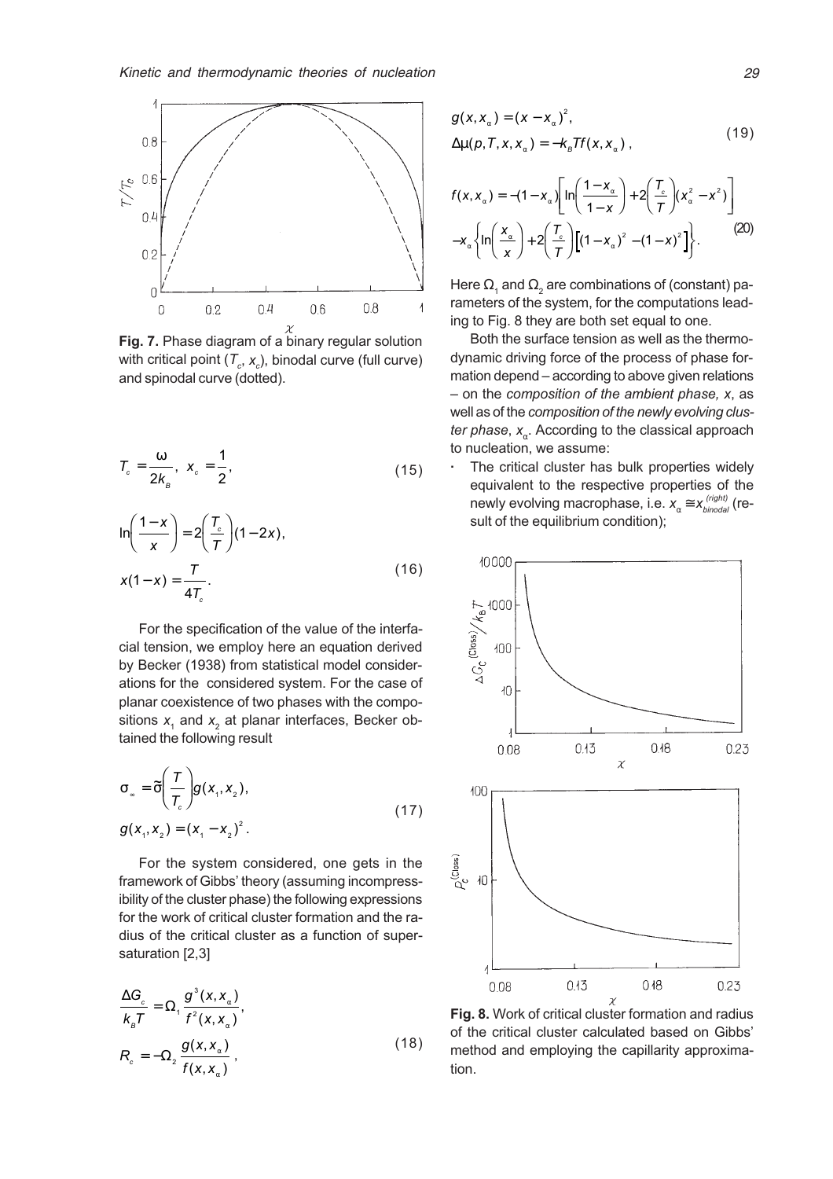**Fig. 7.** Phase diagram of a binary regular solution with critical point ($T_c$, $x_c$), binodal curve (full curve) and spinodal curve (dotted).

$$T_c = \frac{\omega}{2k_B}, \quad x_c = \frac{1}{2}, \tag{15}$$

$$\ln\left(\frac{1-x}{x}\right) = 2\left(\frac{T_c}{T}\right)(1-2x),$$
$$x(1-x) = \frac{T}{4T_c}. \tag{16}$$

For the specification of the value of the interfacial tension, we employ here an equation derived by Becker (1938) from statistical model considerations for the considered system. For the case of planar coexistence of two phases with the compositions $x_1$ and $x_2$ at planar interfaces, Becker obtained the following result

$$\sigma_\infty = \tilde{\sigma}\left(\frac{T}{T_c}\right)g(x_1, x_2),$$
$$g(x_1, x_2) = (x_1 - x_2)^2. \tag{17}$$

For the system considered, one gets in the framework of Gibbs' theory (assuming incompressibility of the cluster phase) the following expressions for the work of critical cluster formation and the radius of the critical cluster as a function of supersaturation [2,3]

$$\frac{\Delta G_c}{k_B T} = \Omega_1 \frac{g^3(x, x_\alpha)}{f^2(x, x_\alpha)},$$
$$R_c = -\Omega_2 \frac{g(x, x_\alpha)}{f(x, x_\alpha)}, \tag{18}$$

$$g(x, x_\alpha) = (x - x_\alpha)^2,$$
$$\Delta\mu(p, T, x, x_\alpha) = -k_B T f(x, x_\alpha), \tag{19}$$

$$f(x, x_\alpha) = -(1-x_\alpha)\left[\ln\left(\frac{1-x_\alpha}{1-x}\right) + 2\left(\frac{T_c}{T}\right)(x_\alpha^2 - x^2)\right]$$
$$-x_\alpha\left\{\ln\left(\frac{x_\alpha}{x}\right) + 2\left(\frac{T_c}{T}\right)\left[(1-x_\alpha)^2 - (1-x)^2\right]\right\}. \tag{20}$$

Here $\Omega_1$ and $\Omega_2$ are combinations of (constant) parameters of the system, for the computations leading to Fig. 8 they are both set equal to one.

Both the surface tension as well as the thermodynamic driving force of the process of phase formation depend – according to above given relations – on the *composition of the ambient phase, x*, as well as of the *composition of the newly evolving cluster phase*, $x_\alpha$. According to the classical approach to nucleation, we assume:

- The critical cluster has bulk properties widely equivalent to the respective properties of the newly evolving macrophase, i.e. $x_\alpha \cong x_{binodal}^{(right)}$ (result of the equilibrium condition);

**Fig. 8.** Work of critical cluster formation and radius of the critical cluster calculated based on Gibbs' method and employing the capillarity approximation.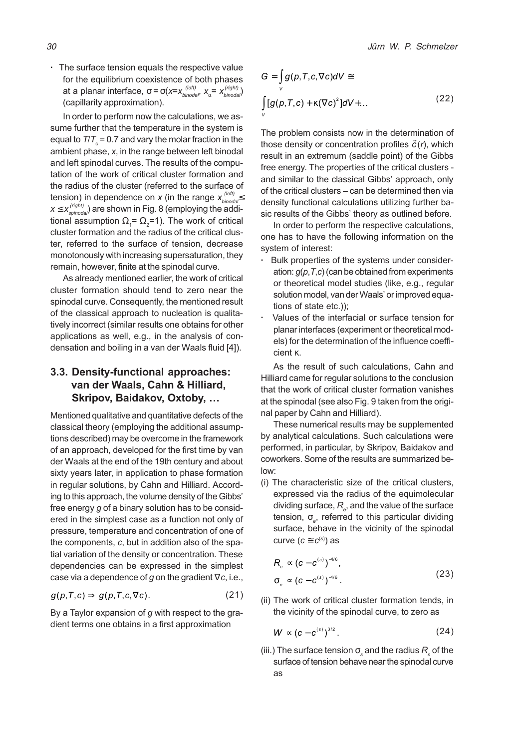- The surface tension equals the respective value for the equilibrium coexistence of both phases at a planar interface, $\sigma = \sigma(x = x_{binodal}^{(left)}, x_\alpha = x_{binodal}^{(right)})$ (capillarity approximation).

In order to perform now the calculations, we assume further that the temperature in the system is equal to $T/T_c = 0.7$ and vary the molar fraction in the ambient phase, $x$, in the range between left binodal and left spinodal curves. The results of the computation of the work of critical cluster formation and the radius of the cluster (referred to the surface of tension) in dependence on $x$ (in the range $x_{binodal}^{(left)} \leq x \leq x_{spinodal}^{(right)}$) are shown in Fig. 8 (employing the additional assumption $\Omega_1 = \Omega_2 = 1$). The work of critical cluster formation and the radius of the critical cluster, referred to the surface of tension, decrease monotonously with increasing supersaturation, they remain, however, finite at the spinodal curve.

As already mentioned earlier, the work of critical cluster formation should tend to zero near the spinodal curve. Consequently, the mentioned result of the classical approach to nucleation is qualitatively incorrect (similar results one obtains for other applications as well, e.g., in the analysis of condensation and boiling in a van der Waals fluid [4]).

### 3.3. Density-functional approaches: van der Waals, Cahn & Hilliard, Skripov, Baidakov, Oxtoby, …

Mentioned qualitative and quantitative defects of the classical theory (employing the additional assumptions described) may be overcome in the framework of an approach, developed for the first time by van der Waals at the end of the 19th century and about sixty years later, in application to phase formation in regular solutions, by Cahn and Hilliard. According to this approach, the volume density of the Gibbs' free energy $g$ of a binary solution has to be considered in the simplest case as a function not only of pressure, temperature and concentration of one of the components, $c$, but in addition also of the spatial variation of the density or concentration. These dependencies can be expressed in the simplest case via a dependence of $g$ on the gradient $\nabla c$, i.e.,

$$g(p,T,c) \Rightarrow g(p,T,c,\nabla c). \tag{21}$$

By a Taylor expansion of $g$ with respect to the gradient terms one obtains in a first approximation

$$G = \int_V g(p,T,c,\nabla c)dV \cong \int_V [g(p,T,c) + \kappa(\nabla c)^2]dV + \ldots \tag{22}$$

The problem consists now in the determination of those density or concentration profiles $\vec{c}(r)$, which result in an extremum (saddle point) of the Gibbs free energy. The properties of the critical clusters - and similar to the classical Gibbs' approach, only of the critical clusters – can be determined then via density functional calculations utilizing further basic results of the Gibbs' theory as outlined before.

In order to perform the respective calculations, one has to have the following information on the system of interest:

- Bulk properties of the systems under consideration: $g(p,T,c)$ (can be obtained from experiments or theoretical model studies (like, e.g., regular solution model, van der Waals' or improved equations of state etc.));
- Values of the interfacial or surface tension for planar interfaces (experiment or theoretical models) for the determination of the influence coefficient $\kappa$.

As the result of such calculations, Cahn and Hilliard came for regular solutions to the conclusion that the work of critical cluster formation vanishes at the spinodal (see also Fig. 9 taken from the original paper by Cahn and Hilliard).

These numerical results may be supplemented by analytical calculations. Such calculations were performed, in particular, by Skripov, Baidakov and coworkers. Some of the results are summarized below:

(i) The characteristic size of the critical clusters, expressed via the radius of the equimolecular dividing surface, $R_e$, and the value of the surface tension, $\sigma_e$, referred to this particular dividing surface, behave in the vicinity of the spinodal curve ($c \cong c^{(s)}$) as

$$R_e \propto (c - c^{(s)})^{-1/6}, \qquad \sigma_e \propto (c - c^{(s)})^{-1/6}. \tag{23}$$

(ii) The work of critical cluster formation tends, in the vicinity of the spinodal curve, to zero as

$$W \propto (c - c^{(s)})^{3/2}. \tag{24}$$

(iii.) The surface tension $\sigma_s$ and the radius $R_s$ of the surface of tension behave near the spinodal curve as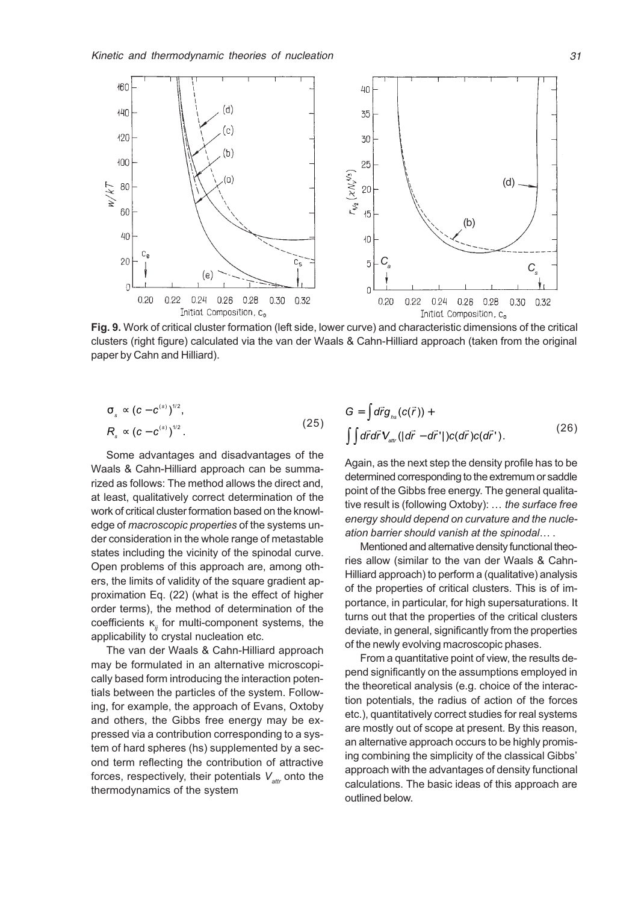**Fig. 9.** Work of critical cluster formation (left side, lower curve) and characteristic dimensions of the critical clusters (right figure) calculated via the van der Waals & Cahn-Hilliard approach (taken from the original paper by Cahn and Hilliard).

$$\sigma_s \propto (c - c^{(s)})^{1/2},$$
$$R_s \propto (c - c^{(s)})^{1/2}. \tag{25}$$

Some advantages and disadvantages of the Waals & Cahn-Hilliard approach can be summarized as follows: The method allows the direct and, at least, qualitatively correct determination of the work of critical cluster formation based on the knowledge of *macroscopic properties* of the systems under consideration in the whole range of metastable states including the vicinity of the spinodal curve. Open problems of this approach are, among others, the limits of validity of the square gradient approximation Eq. (22) (what is the effect of higher order terms), the method of determination of the coefficients $\kappa_{ij}$ for multi-component systems, the applicability to crystal nucleation etc.

The van der Waals & Cahn-Hilliard approach may be formulated in an alternative microscopically based form introducing the interaction potentials between the particles of the system. Following, for example, the approach of Evans, Oxtoby and others, the Gibbs free energy may be expressed via a contribution corresponding to a system of hard spheres (hs) supplemented by a second term reflecting the contribution of attractive forces, respectively, their potentials $V_{attr}$ onto the thermodynamics of the system

$$G = \int d\vec{r} g_{hs}(c(\vec{r})) +$$
$$\int\int d\vec{r} d\vec{r} V_{attr}(|d\vec{r} - d\vec{r}\,'|) c(d\vec{r}) c(d\vec{r}\,'). \tag{26}$$

Again, as the next step the density profile has to be determined corresponding to the extremum or saddle point of the Gibbs free energy. The general qualitative result is (following Oxtoby): … *the surface free energy should depend on curvature and the nucleation barrier should vanish at the spinodal*… .

Mentioned and alternative density functional theories allow (similar to the van der Waals & Cahn-Hilliard approach) to perform a (qualitative) analysis of the properties of critical clusters. This is of importance, in particular, for high supersaturations. It turns out that the properties of the critical clusters deviate, in general, significantly from the properties of the newly evolving macroscopic phases.

From a quantitative point of view, the results depend significantly on the assumptions employed in the theoretical analysis (e.g. choice of the interaction potentials, the radius of action of the forces etc.), quantitatively correct studies for real systems are mostly out of scope at present. By this reason, an alternative approach occurs to be highly promising combining the simplicity of the classical Gibbs' approach with the advantages of density functional calculations. The basic ideas of this approach are outlined below.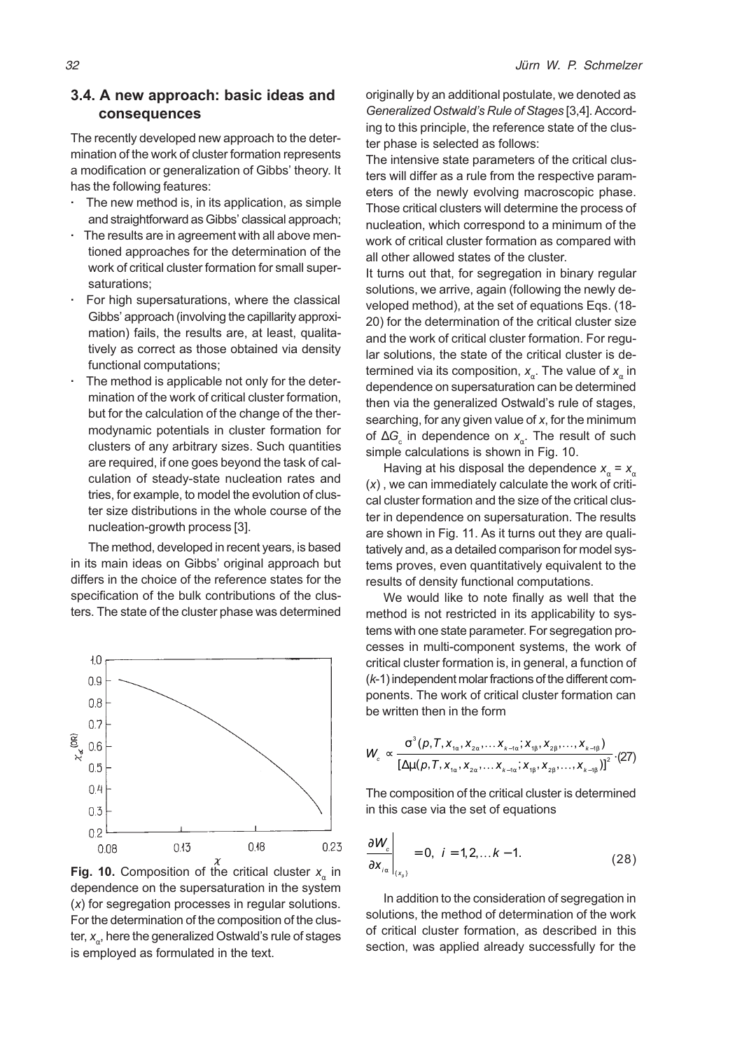### 3.4. A new approach: basic ideas and consequences

The recently developed new approach to the determination of the work of cluster formation represents a modification or generalization of Gibbs' theory. It has the following features:

- The new method is, in its application, as simple and straightforward as Gibbs' classical approach;
- The results are in agreement with all above mentioned approaches for the determination of the work of critical cluster formation for small supersaturations;
- For high supersaturations, where the classical Gibbs' approach (involving the capillarity approximation) fails, the results are, at least, qualitatively as correct as those obtained via density functional computations;
- The method is applicable not only for the determination of the work of critical cluster formation, but for the calculation of the change of the thermodynamic potentials in cluster formation for clusters of any arbitrary sizes. Such quantities are required, if one goes beyond the task of calculation of steady-state nucleation rates and tries, for example, to model the evolution of cluster size distributions in the whole course of the nucleation-growth process [3].

The method, developed in recent years, is based in its main ideas on Gibbs' original approach but differs in the choice of the reference states for the specification of the bulk contributions of the clusters. The state of the cluster phase was determined originally by an additional postulate, we denoted as *Generalized Ostwald's Rule of Stages* [3,4]. According to this principle, the reference state of the cluster phase is selected as follows:

The intensive state parameters of the critical clusters will differ as a rule from the respective parameters of the newly evolving macroscopic phase. Those critical clusters will determine the process of nucleation, which correspond to a minimum of the work of critical cluster formation as compared with all other allowed states of the cluster.

It turns out that, for segregation in binary regular solutions, we arrive, again (following the newly developed method), at the set of equations Eqs. (18-20) for the determination of the critical cluster size and the work of critical cluster formation. For regular solutions, the state of the critical cluster is determined via its composition, $x_\alpha$. The value of $x_\alpha$ in dependence on supersaturation can be determined then via the generalized Ostwald's rule of stages, searching, for any given value of $x$, for the minimum of $\Delta G_c$ in dependence on $x_\alpha$. The result of such simple calculations is shown in Fig. 10.

**Fig. 10.** Composition of the critical cluster $x_\alpha$ in dependence on the supersaturation in the system ($x$) for segregation processes in regular solutions. For the determination of the composition of the cluster, $x_\alpha$, here the generalized Ostwald's rule of stages is employed as formulated in the text.

Having at his disposal the dependence $x_\alpha = x_\alpha(x)$, we can immediately calculate the work of critical cluster formation and the size of the critical cluster in dependence on supersaturation. The results are shown in Fig. 11. As it turns out they are qualitatively and, as a detailed comparison for model systems proves, even quantitatively equivalent to the results of density functional computations.

We would like to note finally as well that the method is not restricted in its applicability to systems with one state parameter. For segregation processes in multi-component systems, the work of critical cluster formation is, in general, a function of ($k$-1) independent molar fractions of the different components. The work of critical cluster formation can be written then in the form

$$W_c \propto \frac{\sigma^3(p,T,x_{1\alpha},x_{2\alpha},\ldots x_{k-1\alpha};x_{1\beta},x_{2\beta},\ldots,x_{k-1\beta})}{[\Delta\mu(p,T,x_{1\alpha},x_{2\alpha},\ldots x_{k-1\alpha};x_{1\beta},x_{2\beta},\ldots,x_{k-1\beta})]^2}. \quad (27)$$

The composition of the critical cluster is determined in this case via the set of equations

$$\left.\frac{\partial W_c}{\partial x_{i\alpha}}\right|_{\{x_\beta\}} = 0, \quad i = 1,2,\ldots k-1. \quad (28)$$

In addition to the consideration of segregation in solutions, the method of determination of the work of critical cluster formation, as described in this section, was applied already successfully for the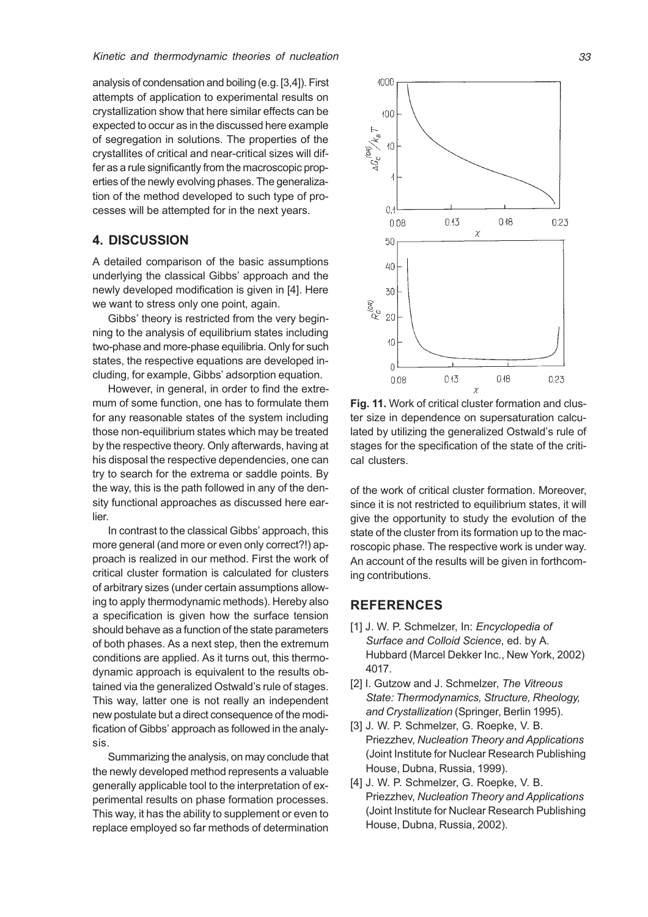analysis of condensation and boiling (e.g. [3,4]). First attempts of application to experimental results on crystallization show that here similar effects can be expected to occur as in the discussed here example of segregation in solutions. The properties of the crystallites of critical and near-critical sizes will differ as a rule significantly from the macroscopic properties of the newly evolving phases. The generalization of the method developed to such type of processes will be attempted for in the next years.

## 4. DISCUSSION

A detailed comparison of the basic assumptions underlying the classical Gibbs' approach and the newly developed modification is given in [4]. Here we want to stress only one point, again.

Gibbs' theory is restricted from the very beginning to the analysis of equilibrium states including two-phase and more-phase equilibria. Only for such states, the respective equations are developed including, for example, Gibbs' adsorption equation.

However, in general, in order to find the extremum of some function, one has to formulate them for any reasonable states of the system including those non-equilibrium states which may be treated by the respective theory. Only afterwards, having at his disposal the respective dependencies, one can try to search for the extrema or saddle points. By the way, this is the path followed in any of the density functional approaches as discussed here earlier.

In contrast to the classical Gibbs' approach, this more general (and more or even only correct?!) approach is realized in our method. First the work of critical cluster formation is calculated for clusters of arbitrary sizes (under certain assumptions allowing to apply thermodynamic methods). Hereby also a specification is given how the surface tension should behave as a function of the state parameters of both phases. As a next step, then the extremum conditions are applied. As it turns out, this thermodynamic approach is equivalent to the results obtained via the generalized Ostwald's rule of stages. This way, latter one is not really an independent new postulate but a direct consequence of the modification of Gibbs' approach as followed in the analysis.

Summarizing the analysis, on may conclude that the newly developed method represents a valuable generally applicable tool to the interpretation of experimental results on phase formation processes. This way, it has the ability to supplement or even to replace employed so far methods of determination of the work of critical cluster formation. Moreover, since it is not restricted to equilibrium states, it will give the opportunity to study the evolution of the state of the cluster from its formation up to the macroscopic phase. The respective work is under way. An account of the results will be given in forthcoming contributions.

1000
100
$\Delta G_c^{(OR)}/k_BT$
10
1
0.1
0.08
0.13
0.18
0.23
$\chi$
50
40
30
$R_c^{(OR)}$
20
10
0
0.08
0.13
0.18
0.23
$\chi$

**Fig. 11.** Work of critical cluster formation and cluster size in dependence on supersaturation calculated by utilizing the generalized Ostwald's rule of stages for the specification of the state of the critical clusters.

## REFERENCES

[1] J. W. P. Schmelzer, In: *Encyclopedia of Surface and Colloid Science*, ed. by A. Hubbard (Marcel Dekker Inc., New York, 2002) 4017.

[2] I. Gutzow and J. Schmelzer, *The Vitreous State: Thermodynamics, Structure, Rheology, and Crystallization* (Springer, Berlin 1995).

[3] J. W. P. Schmelzer, G. Roepke, V. B. Priezzhev, *Nucleation Theory and Applications* (Joint Institute for Nuclear Research Publishing House, Dubna, Russia, 1999).

[4] J. W. P. Schmelzer, G. Roepke, V. B. Priezzhev, *Nucleation Theory and Applications* (Joint Institute for Nuclear Research Publishing House, Dubna, Russia, 2002).